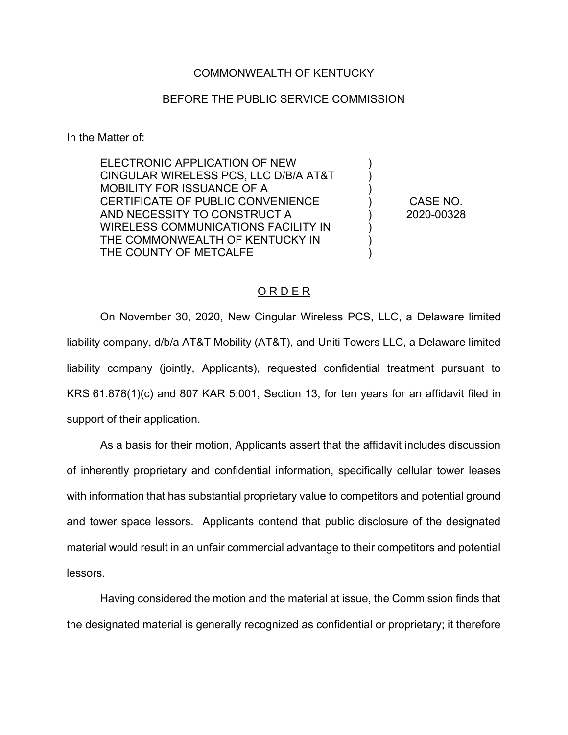COMMONWEALTH OF KENTUCKY

BEFORE THE PUBLIC SERVICE COMMISSION

In the Matter of:

| | | |
|---|---|---|
| ELECTRONIC APPLICATION OF NEW CINGULAR WIRELESS PCS, LLC D/B/A AT&T MOBILITY FOR ISSUANCE OF A CERTIFICATE OF PUBLIC CONVENIENCE AND NECESSITY TO CONSTRUCT A WIRELESS COMMUNICATIONS FACILITY IN THE COMMONWEALTH OF KENTUCKY IN THE COUNTY OF METCALFE | ) ) ) ) ) ) ) ) | CASE NO. 2020-00328 |

<u>O R D E R</u>

On November 30, 2020, New Cingular Wireless PCS, LLC, a Delaware limited liability company, d/b/a AT&T Mobility (AT&T), and Uniti Towers LLC, a Delaware limited liability company (jointly, Applicants), requested confidential treatment pursuant to KRS 61.878(1)(c) and 807 KAR 5:001, Section 13, for ten years for an affidavit filed in support of their application.

As a basis for their motion, Applicants assert that the affidavit includes discussion of inherently proprietary and confidential information, specifically cellular tower leases with information that has substantial proprietary value to competitors and potential ground and tower space lessors. Applicants contend that public disclosure of the designated material would result in an unfair commercial advantage to their competitors and potential lessors.

Having considered the motion and the material at issue, the Commission finds that the designated material is generally recognized as confidential or proprietary; it therefore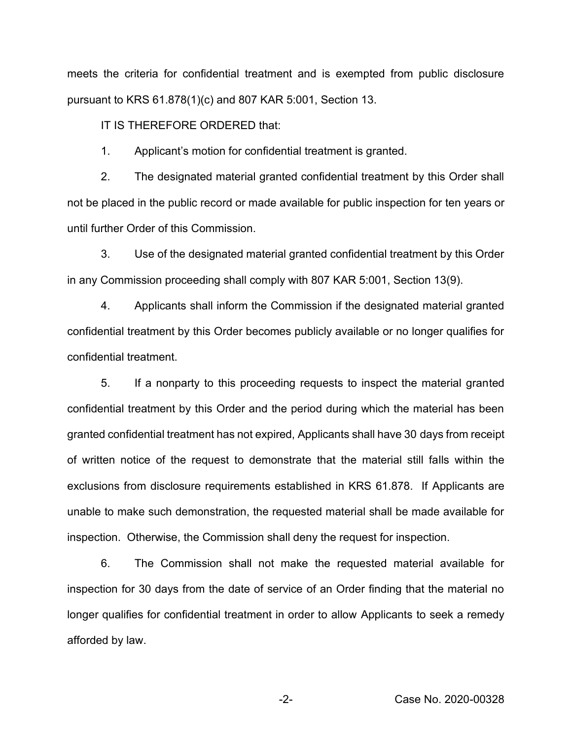meets the criteria for confidential treatment and is exempted from public disclosure pursuant to KRS 61.878(1)(c) and 807 KAR 5:001, Section 13.

IT IS THEREFORE ORDERED that:

1. Applicant's motion for confidential treatment is granted.

2. The designated material granted confidential treatment by this Order shall not be placed in the public record or made available for public inspection for ten years or until further Order of this Commission.

3. Use of the designated material granted confidential treatment by this Order in any Commission proceeding shall comply with 807 KAR 5:001, Section 13(9).

4. Applicants shall inform the Commission if the designated material granted confidential treatment by this Order becomes publicly available or no longer qualifies for confidential treatment.

5. If a nonparty to this proceeding requests to inspect the material granted confidential treatment by this Order and the period during which the material has been granted confidential treatment has not expired, Applicants shall have 30 days from receipt of written notice of the request to demonstrate that the material still falls within the exclusions from disclosure requirements established in KRS 61.878. If Applicants are unable to make such demonstration, the requested material shall be made available for inspection. Otherwise, the Commission shall deny the request for inspection.

6. The Commission shall not make the requested material available for inspection for 30 days from the date of service of an Order finding that the material no longer qualifies for confidential treatment in order to allow Applicants to seek a remedy afforded by law.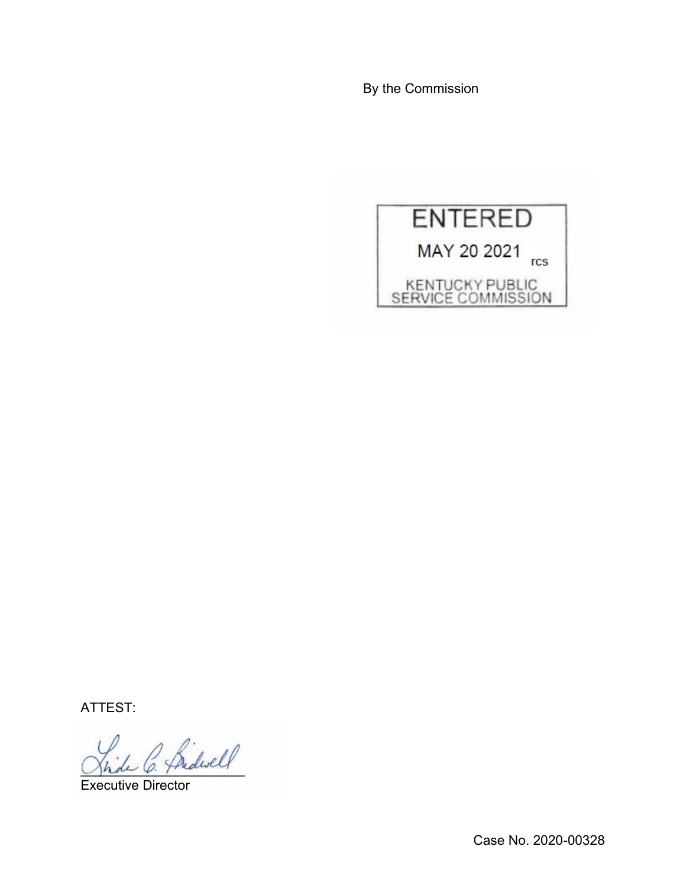By the Commission

ENTERED

MAY 20 2021 rcs

KENTUCKY PUBLIC SERVICE COMMISSION

ATTEST:

Executive Director

Case No. 2020-00328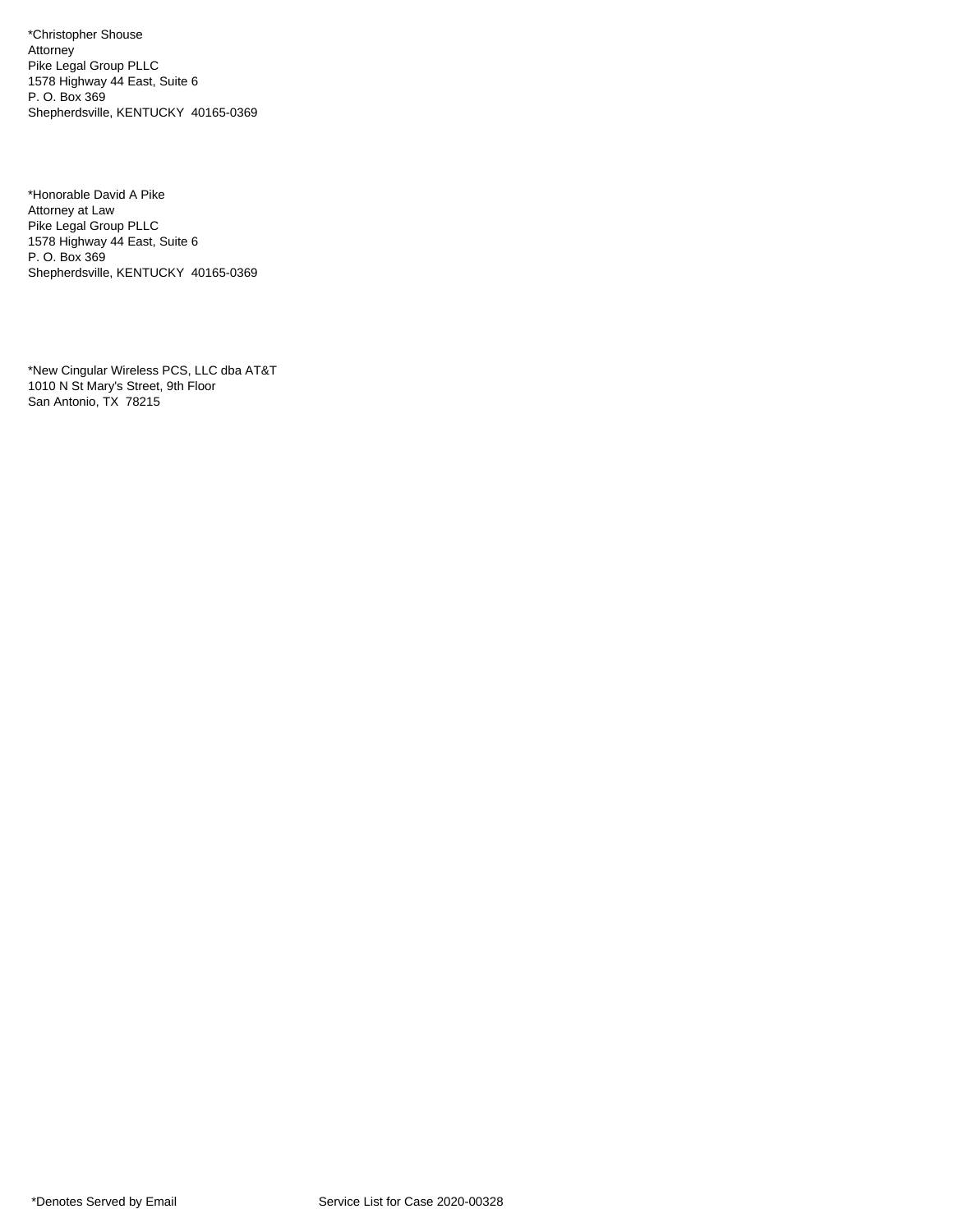*Christopher Shouse
Attorney
Pike Legal Group PLLC
1578 Highway 44 East, Suite 6
P. O. Box 369
Shepherdsville, KENTUCKY  40165-0369

*Honorable David A Pike
Attorney at Law
Pike Legal Group PLLC
1578 Highway 44 East, Suite 6
P. O. Box 369
Shepherdsville, KENTUCKY  40165-0369

*New Cingular Wireless PCS, LLC dba AT&T
1010 N St Mary's Street, 9th Floor
San Antonio, TX  78215

*Denotes Served by Email

Service List for Case 2020-00328